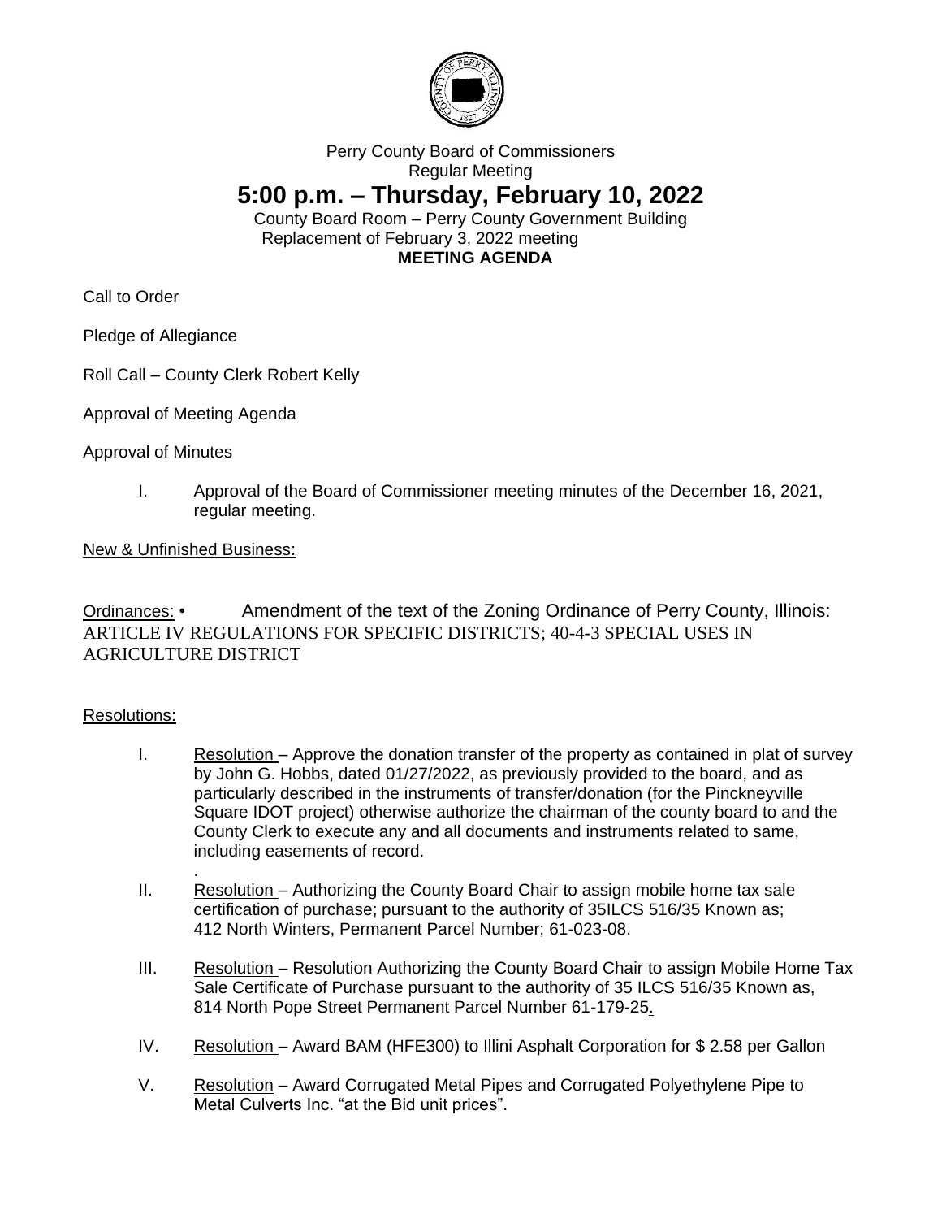Perry County Board of Commissioners

Regular Meeting

# 5:00 p.m. – Thursday, February 10, 2022

County Board Room – Perry County Government Building

Replacement of February 3, 2022 meeting

**MEETING AGENDA**

Call to Order

Pledge of Allegiance

Roll Call – County Clerk Robert Kelly

Approval of Meeting Agenda

Approval of Minutes

I. Approval of the Board of Commissioner meeting minutes of the December 16, 2021, regular meeting.

New & Unfinished Business:

Ordinances: • Amendment of the text of the Zoning Ordinance of Perry County, Illinois: ARTICLE IV REGULATIONS FOR SPECIFIC DISTRICTS; 40-4-3 SPECIAL USES IN AGRICULTURE DISTRICT

Resolutions:

I. Resolution – Approve the donation transfer of the property as contained in plat of survey by John G. Hobbs, dated 01/27/2022, as previously provided to the board, and as particularly described in the instruments of transfer/donation (for the Pinckneyville Square IDOT project) otherwise authorize the chairman of the county board to and the County Clerk to execute any and all documents and instruments related to same, including easements of record.

II. Resolution – Authorizing the County Board Chair to assign mobile home tax sale certification of purchase; pursuant to the authority of 35ILCS 516/35 Known as; 412 North Winters, Permanent Parcel Number; 61-023-08.

III. Resolution – Resolution Authorizing the County Board Chair to assign Mobile Home Tax Sale Certificate of Purchase pursuant to the authority of 35 ILCS 516/35 Known as, 814 North Pope Street Permanent Parcel Number 61-179-25.

IV. Resolution – Award BAM (HFE300) to Illini Asphalt Corporation for $ 2.58 per Gallon

V. Resolution – Award Corrugated Metal Pipes and Corrugated Polyethylene Pipe to Metal Culverts Inc. "at the Bid unit prices".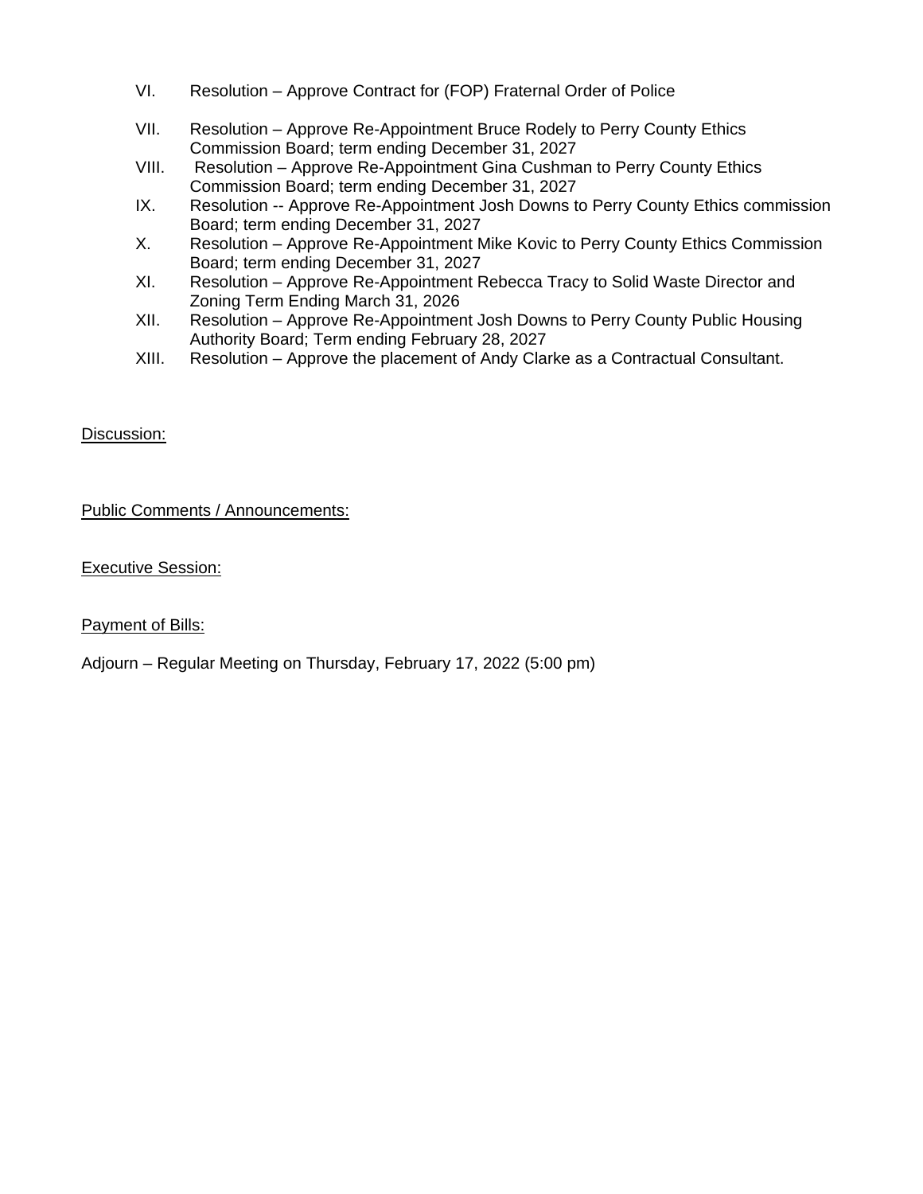VI. Resolution – Approve Contract for (FOP) Fraternal Order of Police

VII. Resolution – Approve Re-Appointment Bruce Rodely to Perry County Ethics Commission Board; term ending December 31, 2027

VIII. Resolution – Approve Re-Appointment Gina Cushman to Perry County Ethics Commission Board; term ending December 31, 2027

IX. Resolution -- Approve Re-Appointment Josh Downs to Perry County Ethics commission Board; term ending December 31, 2027

X. Resolution – Approve Re-Appointment Mike Kovic to Perry County Ethics Commission Board; term ending December 31, 2027

XI. Resolution – Approve Re-Appointment Rebecca Tracy to Solid Waste Director and Zoning Term Ending March 31, 2026

XII. Resolution – Approve Re-Appointment Josh Downs to Perry County Public Housing Authority Board; Term ending February 28, 2027

XIII. Resolution – Approve the placement of Andy Clarke as a Contractual Consultant.

Discussion:

Public Comments / Announcements:

Executive Session:

Payment of Bills:

Adjourn – Regular Meeting on Thursday, February 17, 2022 (5:00 pm)